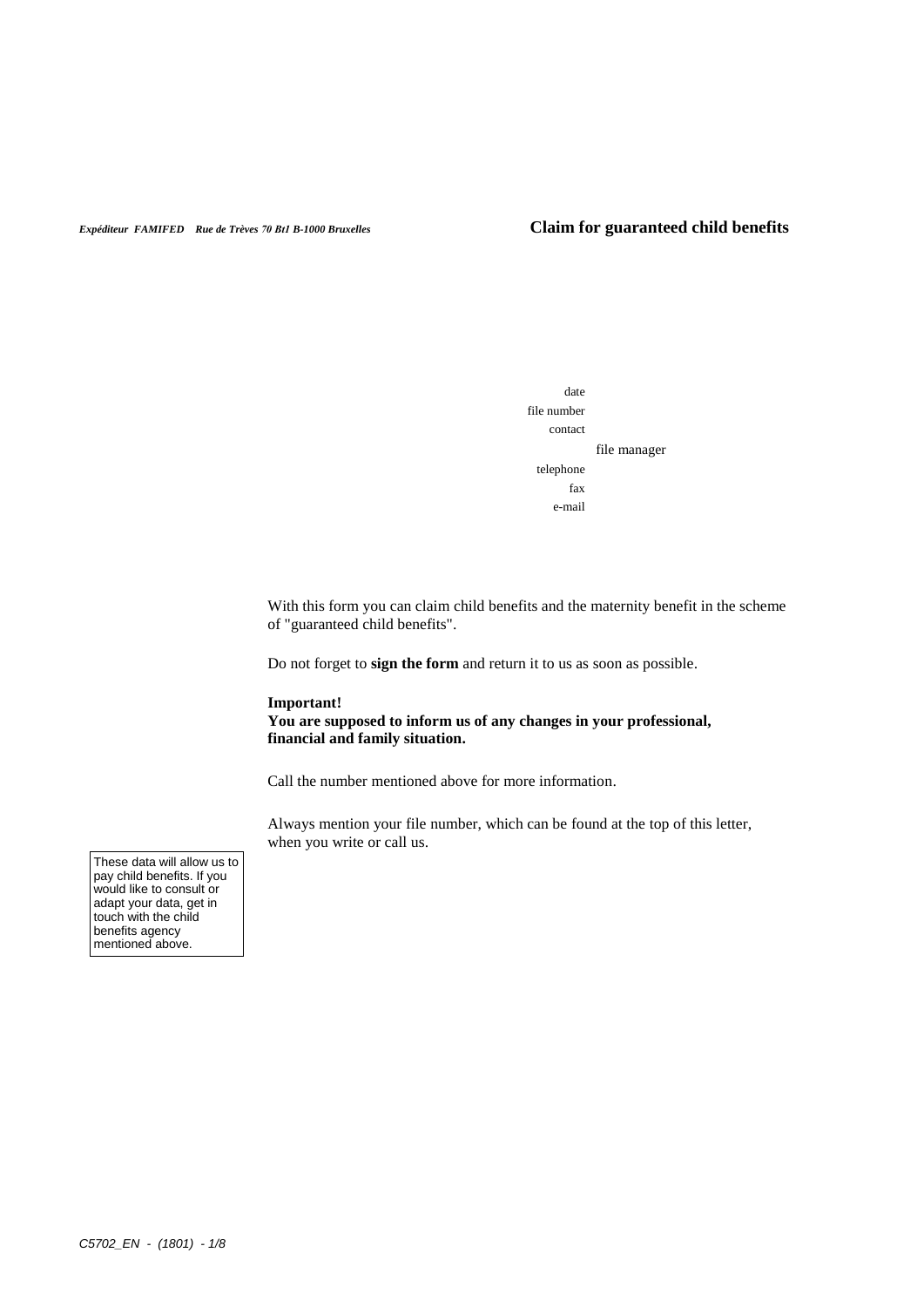*Expéditeur FAMIFED Rue de Trèves 70 Bt1 B-1000 Bruxelles*

# Claim for guaranteed child benefits

date
file number
contact
file manager
telephone
fax
e-mail

With this form you can claim child benefits and the maternity benefit in the scheme of "guaranteed child benefits".

Do not forget to **sign the form** and return it to us as soon as possible.

**Important!**
**You are supposed to inform us of any changes in your professional, financial and family situation.**

Call the number mentioned above for more information.

Always mention your file number, which can be found at the top of this letter, when you write or call us.

These data will allow us to pay child benefits. If you would like to consult or adapt your data, get in touch with the child benefits agency mentioned above.

C5702_EN - (1801)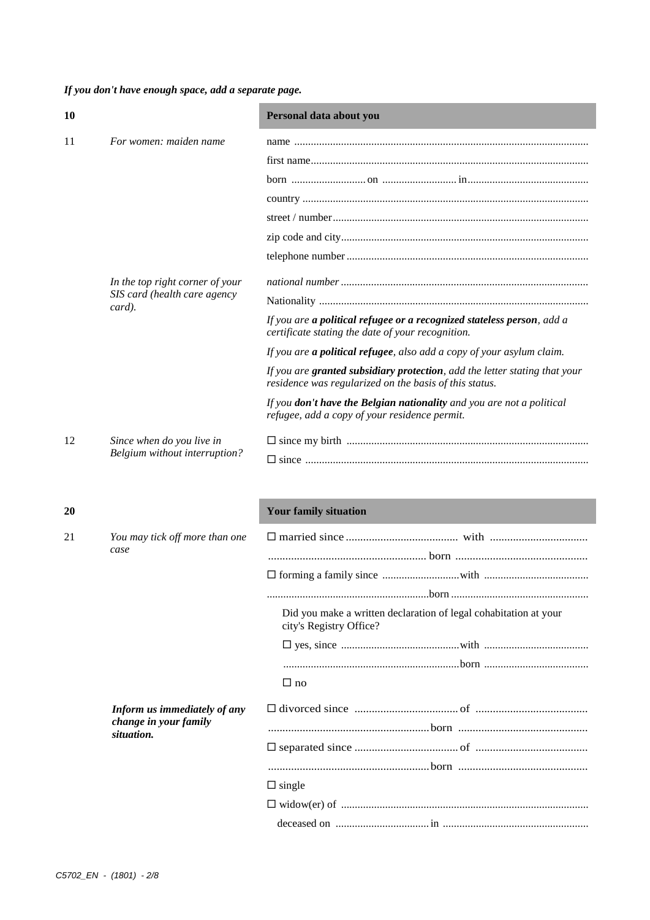***If you don't have enough space, add a separate page.***

## 10 Personal data about you

**11** *For women: maiden name*

name ..........................................................................................................

first name....................................................................................................

born ........................... on ........................... in ............................................

country .......................................................................................................

street / number............................................................................................

zip code and city..........................................................................................

telephone number ........................................................................................

*In the top right corner of your SIS card (health care agency card).*

*national number* ..........................................................................................

Nationality ..................................................................................................

*If you are **a political refugee or a recognized stateless person**, add a certificate stating the date of your recognition.*

*If you are **a political refugee**, also add a copy of your asylum claim.*

*If you are **granted subsidiary protection**, add the letter stating that your residence was regularized on the basis of this status.*

*If you **don't have the Belgian nationality** and you are not a political refugee, add a copy of your residence permit.*

**12** *Since when do you live in Belgium without interruption?*

☐ since my birth .......................................................................................

☐ since ......................................................................................................

## 20 Your family situation

**21** *You may tick off more than one case*

☐ married since ....................................... with ..................................

....................................................... born ..............................................

☐ forming a family since ............................ with ......................................

........................................................... born ..................................................

Did you make a written declaration of legal cohabitation at your city's Registry Office?

☐ yes, since ........................................... with ......................................

............................................................... born ......................................

☐ no

***Inform us immediately of any change in your family situation.***

☐ divorced since .................................... of .......................................

........................................................ born .............................................

☐ separated since .................................... of .......................................

........................................................ born .............................................

☐ single

☐ widow(er) of .........................................................................................

deceased on .................................. in ....................................................

C5702_EN - (1801) - 2/8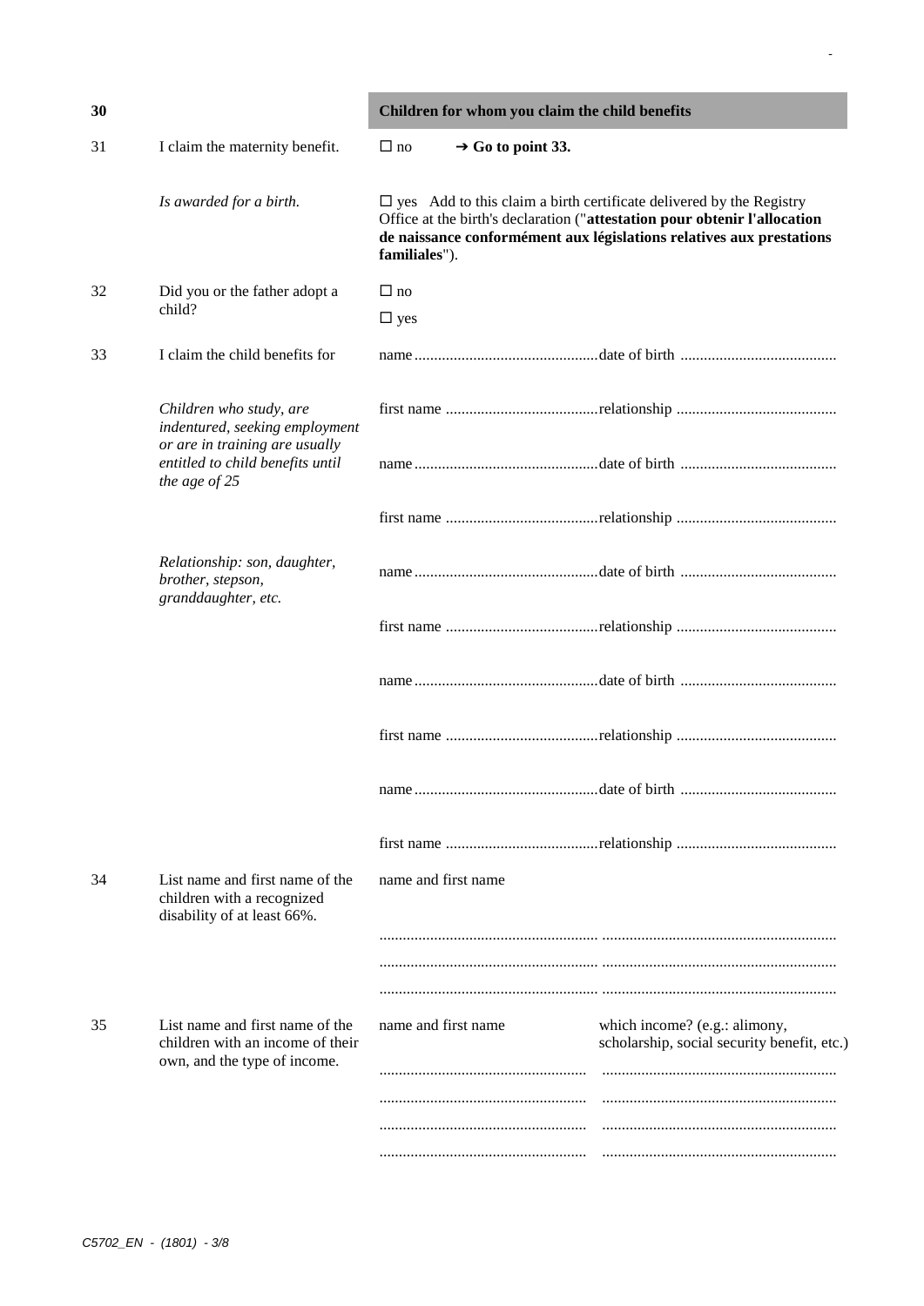| 30 | | **Children for whom you claim the child benefits** | |
|---|---|---|---|
| 31 | I claim the maternity benefit. | ☐ no ➔ **Go to point 33.** | |
| | *Is awarded for a birth.* | ☐ yes Add to this claim a birth certificate delivered by the Registry Office at the birth's declaration ("**attestation pour obtenir l'allocation de naissance conformément aux législations relatives aux prestations familiales**"). | |
| 32 | Did you or the father adopt a child? | ☐ no<br>☐ yes | |
| 33 | I claim the child benefits for | name ............................................. | date of birth ....................................... |
| | *Children who study, are indentured, seeking employment or are in training are usually entitled to child benefits until the age of 25* | first name ...................................... | relationship ........................................ |
| | | name ............................................. | date of birth ....................................... |
| | | first name ...................................... | relationship ........................................ |
| | *Relationship: son, daughter, brother, stepson, granddaughter, etc.* | name ............................................. | date of birth ....................................... |
| | | first name ...................................... | relationship ........................................ |
| | | name ............................................. | date of birth ....................................... |
| | | first name ...................................... | relationship ........................................ |
| | | name ............................................. | date of birth ....................................... |
| | | first name ...................................... | relationship ........................................ |
| 34 | List name and first name of the children with a recognized disability of at least 66%. | name and first name | |
| | | ........................................................ | .......................................................... |
| | | ........................................................ | .......................................................... |
| | | ........................................................ | .......................................................... |
| 35 | List name and first name of the children with an income of their own, and the type of income. | name and first name | which income? (e.g.: alimony, scholarship, social security benefit, etc.) |
| | | .................................................... | .......................................................... |
| | | .................................................... | .......................................................... |
| | | .................................................... | .......................................................... |
| | | .................................................... | .......................................................... |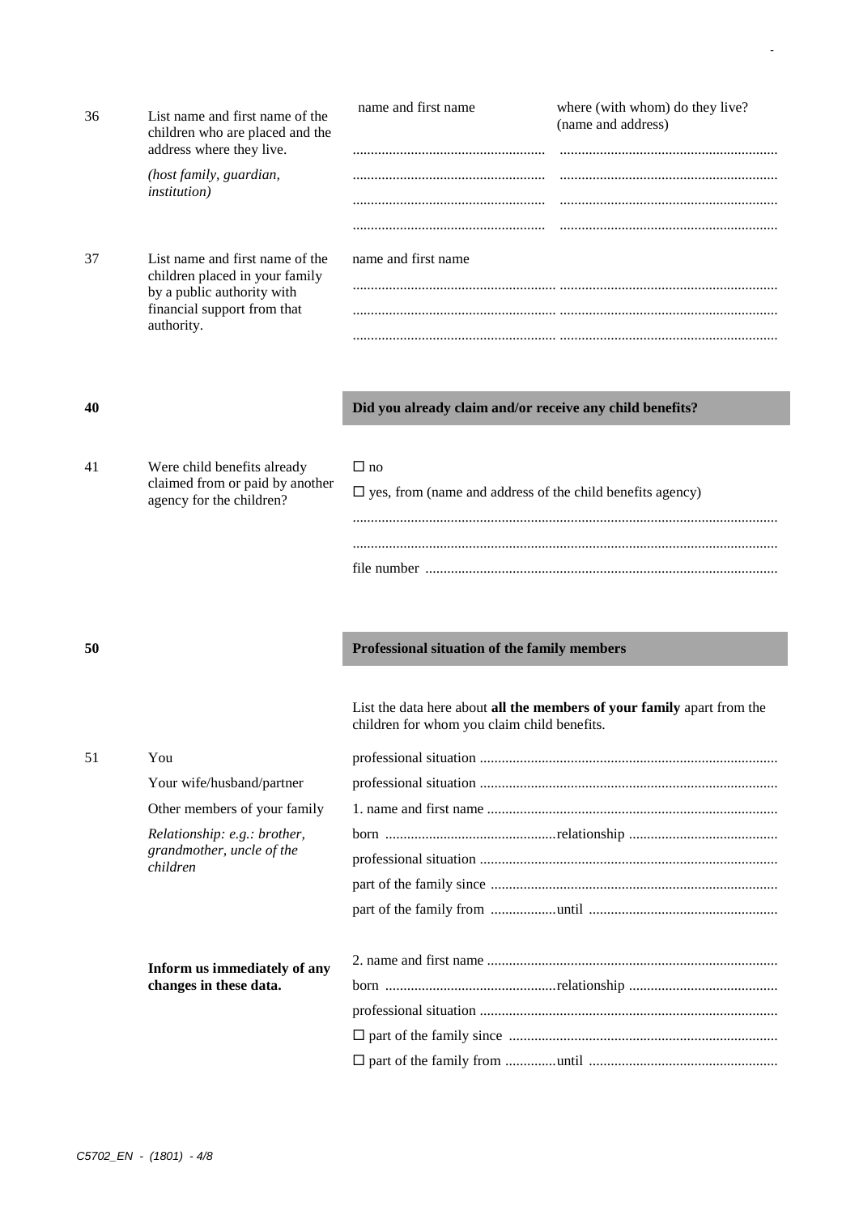| | | | |
|---|---|---|---|
| 36 | List name and first name of the children who are placed and the address where they live.<br><br>*(host family, guardian, institution)* | name and first name<br><br>.....................................................<br>.....................................................<br>.....................................................<br>..................................................... | where (with whom) do they live? (name and address)<br><br>...........................................................<br>...........................................................<br>...........................................................<br>........................................................... |
| 37 | List name and first name of the children placed in your family by a public authority with financial support from that authority. | name and first name<br><br>.........................................................<br>.........................................................<br>......................................................... | ...........................................................<br>...........................................................<br>........................................................... |

## 40 Did you already claim and/or receive any child benefits?

| | | |
|---|---|---|
| 41 | Were child benefits already claimed from or paid by another agency for the children? | ☐ no<br><br>☐ yes, from (name and address of the child benefits agency)<br><br>....................................................................................................................<br>....................................................................................................................<br><br>file number ................................................................................................. |

## 50 Professional situation of the family members

List the data here about **all the members of your family** apart from the children for whom you claim child benefits.

| | | |
|---|---|---|
| 51 | You | professional situation ................................................................................. |
| | Your wife/husband/partner | professional situation ................................................................................. |
| | Other members of your family | 1. name and first name ............................................................................... |
| | *Relationship: e.g.: brother, grandmother, uncle of the children* | born ...............................................relationship ......................................... |
| | | professional situation ................................................................................. |
| | | part of the family since .............................................................................. |
| | | part of the family from ..................until ................................................... |
| | **Inform us immediately of any changes in these data.** | 2. name and first name ............................................................................... |
| | | born ...............................................relationship ......................................... |
| | | professional situation ................................................................................. |
| | | ☐ part of the family since .......................................................................... |
| | | ☐ part of the family from ..............until ................................................... |

C5702_EN - (1801) - 4/8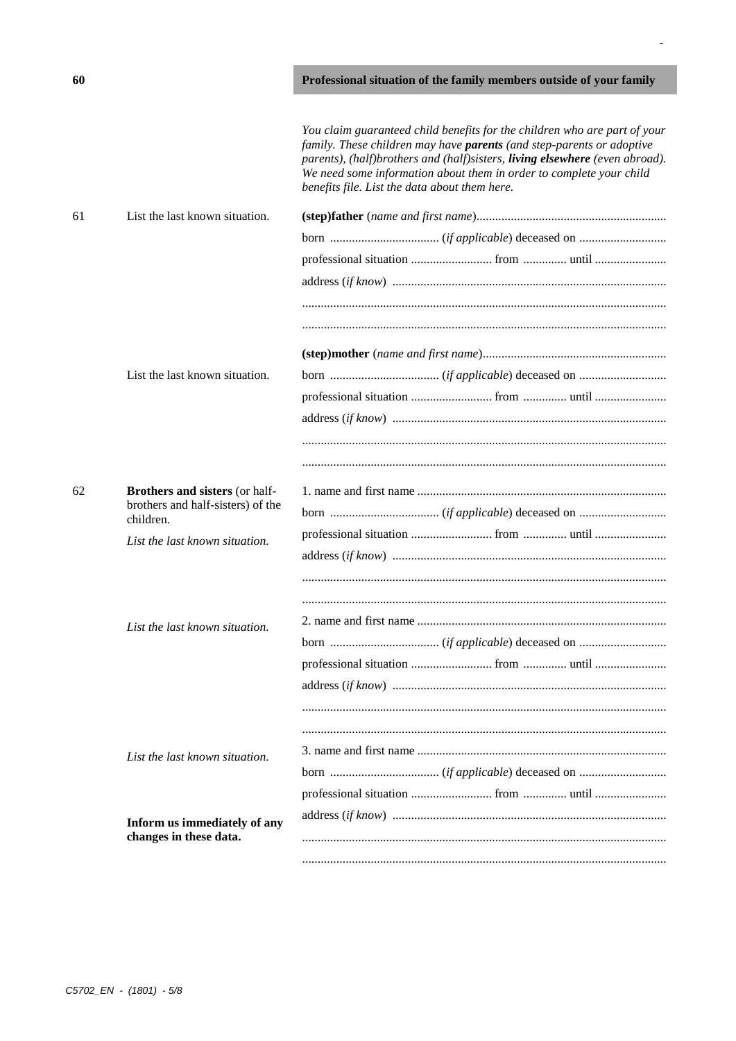## 60 Professional situation of the family members outside of your family

*You claim guaranteed child benefits for the children who are part of your family. These children may have* ***parents*** *(and step-parents or adoptive parents), (half)brothers and (half)sisters,* ***living elsewhere*** *(even abroad). We need some information about them in order to complete your child benefits file. List the data about them here.*

**61** List the last known situation.

**(step)father** (*name and first name*)............................................................

born ................................... (*if applicable*) deceased on ............................

professional situation .......................... from ............. until .......................

address (*if know*) .......................................................................................

...................................................................................................................

...................................................................................................................

List the last known situation.

**(step)mother** (*name and first name*)...........................................................

born ................................... (*if applicable*) deceased on ............................

professional situation .......................... from ............. until .......................

address (*if know*) .......................................................................................

...................................................................................................................

...................................................................................................................

**62** **Brothers and sisters** (or half-brothers and half-sisters) of the children.

*List the last known situation.*

1. name and first name ...............................................................................

born ................................... (*if applicable*) deceased on ............................

professional situation .......................... from ............. until .......................

address (*if know*) .......................................................................................

...................................................................................................................

...................................................................................................................

*List the last known situation.*

2. name and first name ...............................................................................

born ................................... (*if applicable*) deceased on ............................

professional situation .......................... from ............. until .......................

address (*if know*) .......................................................................................

...................................................................................................................

...................................................................................................................

*List the last known situation.*

3. name and first name ...............................................................................

born ................................... (*if applicable*) deceased on ............................

professional situation .......................... from ............. until .......................

address (*if know*) .......................................................................................

...................................................................................................................

...................................................................................................................

**Inform us immediately of any changes in these data.**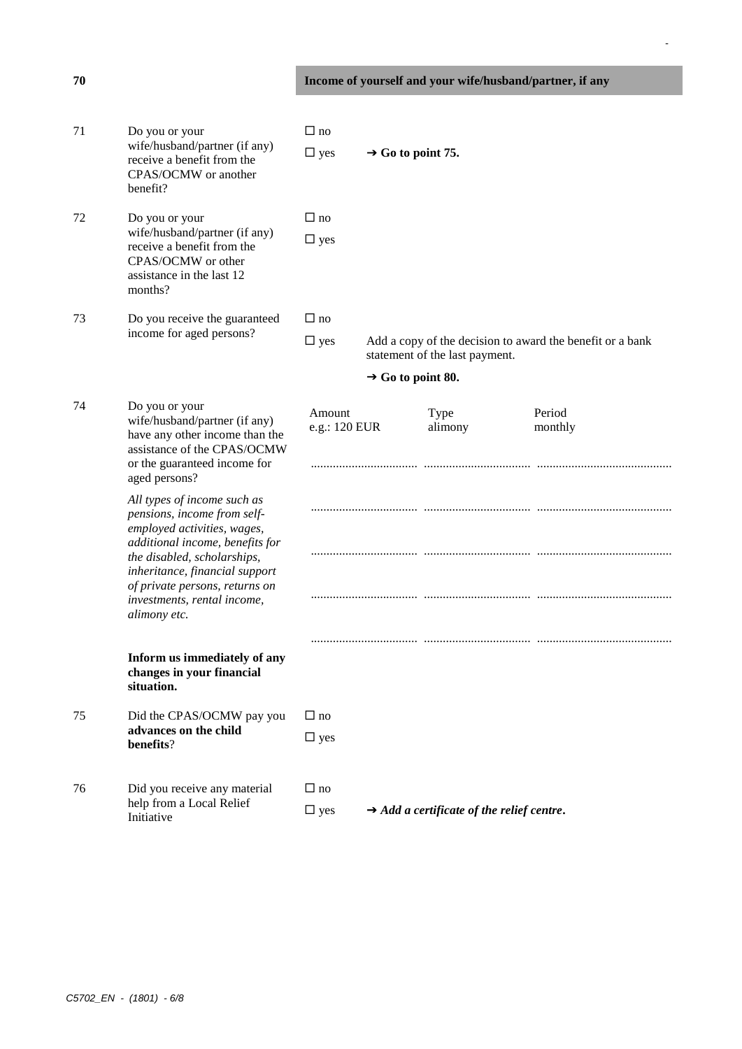## 70 Income of yourself and your wife/husband/partner, if any

**71** Do you or your wife/husband/partner (if any) receive a benefit from the CPAS/OCMW or another benefit?

☐ no

☐ yes → **Go to point 75.**

**72** Do you or your wife/husband/partner (if any) receive a benefit from the CPAS/OCMW or other assistance in the last 12 months?

☐ no

☐ yes

**73** Do you receive the guaranteed income for aged persons?

☐ no

☐ yes Add a copy of the decision to award the benefit or a bank statement of the last payment.

→ **Go to point 80.**

**74** Do you or your wife/husband/partner (if any) have any other income than the assistance of the CPAS/OCMW or the guaranteed income for aged persons?

*All types of income such as pensions, income from self-employed activities, wages, additional income, benefits for the disabled, scholarships, inheritance, financial support of private persons, returns on investments, rental income, alimony etc.*

**Inform us immediately of any changes in your financial situation.**

| Amount<br>e.g.: 120 EUR | Type<br>alimony | Period<br>monthly |
|---|---|---|
| .................................. | .................................. | .......................................... |
| .................................. | .................................. | .......................................... |
| .................................. | .................................. | .......................................... |
| .................................. | .................................. | .......................................... |
| .................................. | .................................. | .......................................... |

**75** Did the CPAS/OCMW pay you **advances on the child benefits**?

☐ no

☐ yes

**76** Did you receive any material help from a Local Relief Initiative

☐ no

☐ yes → ***Add a certificate of the relief centre.***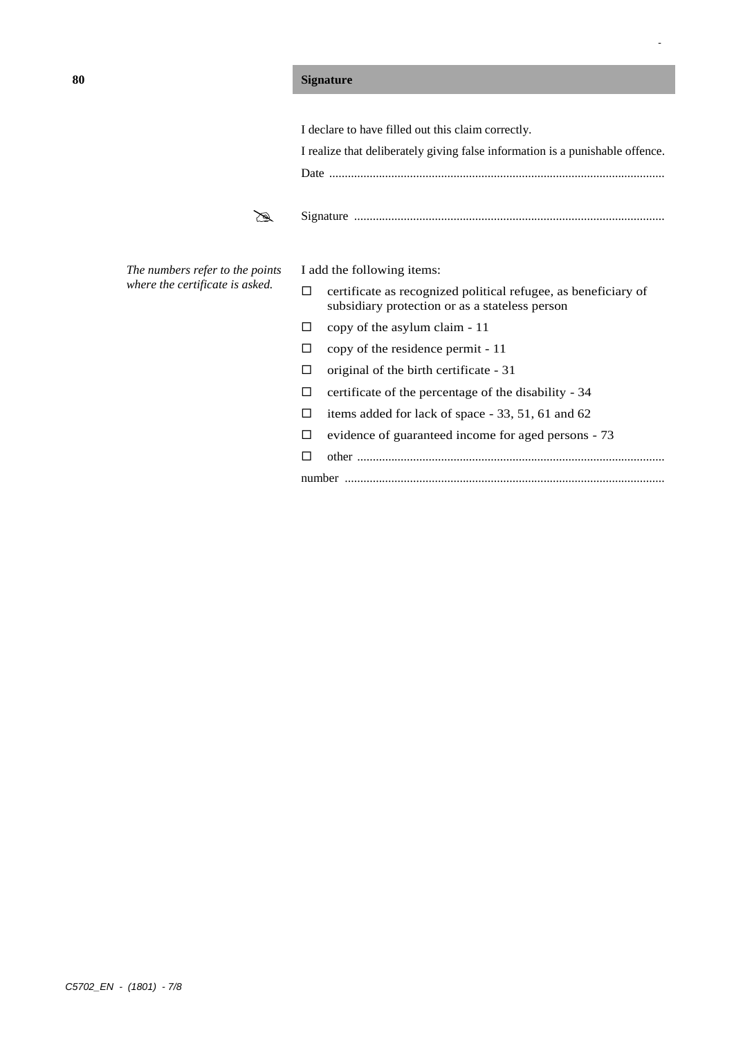## 80 Signature

I declare to have filled out this claim correctly.

I realize that deliberately giving false information is a punishable offence.

Date ..........................................................................................................

Signature ..................................................................................................

*The numbers refer to the points where the certificate is asked.*

I add the following items:

- ☐ certificate as recognized political refugee, as beneficiary of subsidiary protection or as a stateless person
- ☐ copy of the asylum claim - 11
- ☐ copy of the residence permit - 11
- ☐ original of the birth certificate - 31
- ☐ certificate of the percentage of the disability - 34
- ☐ items added for lack of space - 33, 51, 61 and 62
- ☐ evidence of guaranteed income for aged persons - 73
- ☐ other ..................................................................................................

number ......................................................................................................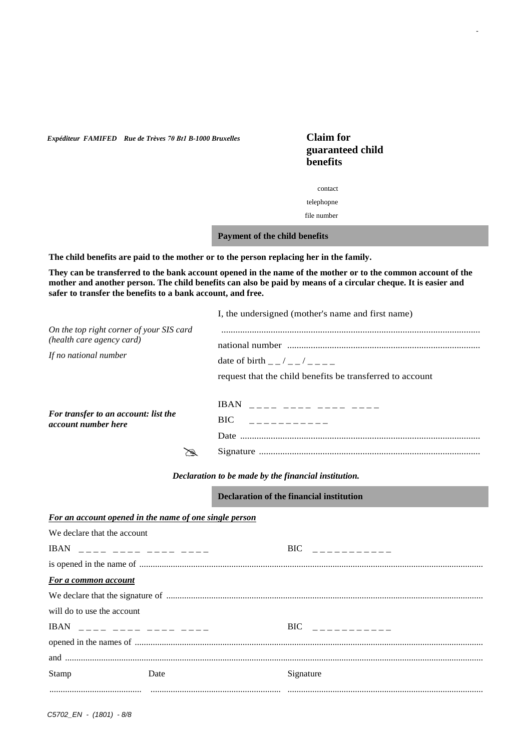*Expéditeur FAMIFED Rue de Trèves 70 Bt1 B-1000 Bruxelles*

## Claim for guaranteed child benefits

contact

telephopne

file number

### Payment of the child benefits

**The child benefits are paid to the mother or to the person replacing her in the family.**

**They can be transferred to the bank account opened in the name of the mother or to the common account of the mother and another person. The child benefits can also be paid by means of a circular cheque. It is easier and safer to transfer the benefits to a bank account, and free.**

I, the undersigned (mother's name and first name)

*On the top right corner of your SIS card (health care agency card)* ..............................................................................................................

national number ..................................................................................

*If no national number* date of birth _ _ / _ _ / _ _ _ _

request that the child benefits be transferred to account

***For transfer to an account: list the account number here***

IBAN _ _ _ _ _ _ _ _ _ _ _ _ _ _ _ _

BIC _ _ _ _ _ _ _ _ _ _ _

Date ......................................................................................................

Signature ..............................................................................................

***Declaration to be made by the financial institution.***

### Declaration of the financial institution

***For an account opened in the name of one single person***

We declare that the account

IBAN _ _ _ _ _ _ _ _ _ _ _ _ _ _ _ _ BIC _ _ _ _ _ _ _ _ _ _ _

is opened in the name of ..........................................................................................................................................

***For a common account***

We declare that the signature of ..............................................................................................................................

will do to use the account

IBAN _ _ _ _ _ _ _ _ _ _ _ _ _ _ _ _ BIC _ _ _ _ _ _ _ _ _ _ _

opened in the names of ............................................................................................................................................

and ..........................................................................................................................................................................

| Stamp | Date | Signature |
|---|---|---|
| .......................................... | ........................................................... | ........................................................................................ |

C5702_EN - (1801) - 8/8